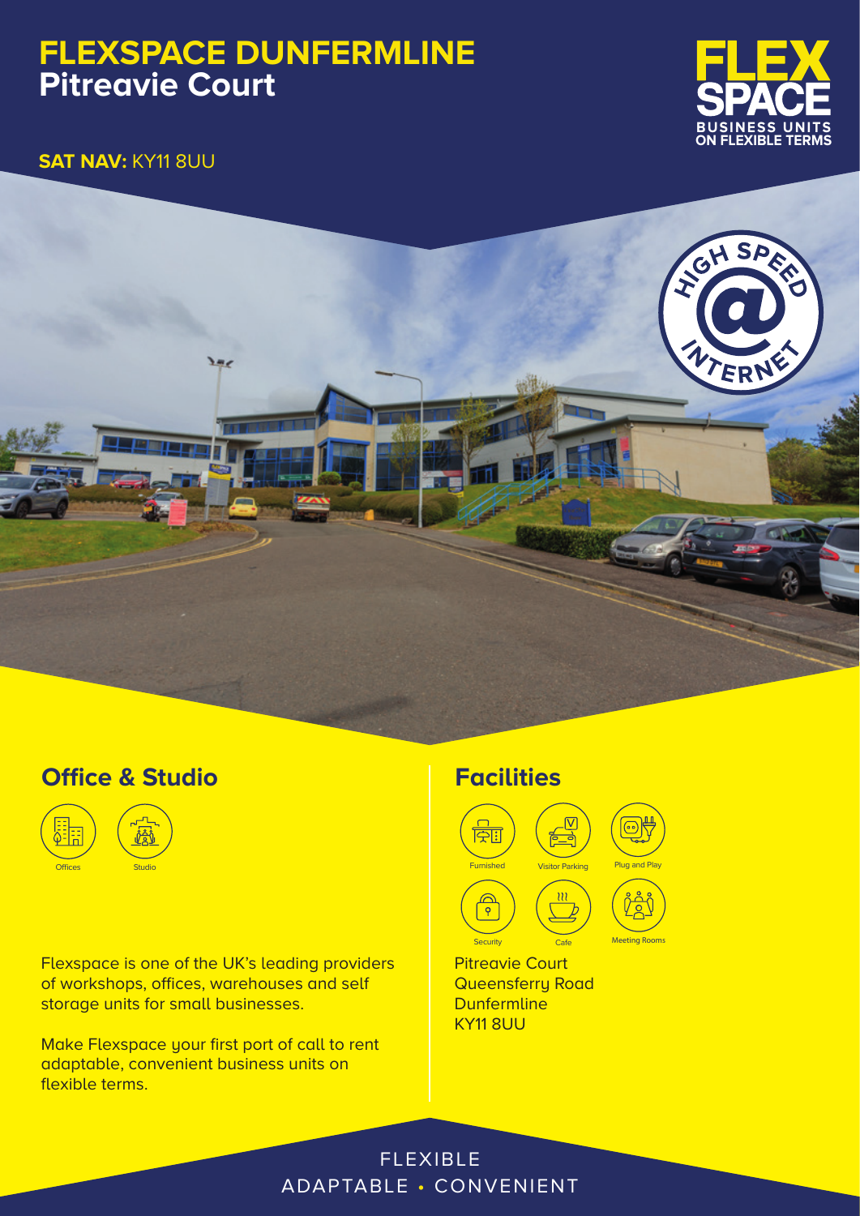# FLEXSPACE DUNFERMLINE
## Pitreavie Court

**SAT NAV:** KY11 8UU

FLEX SPACE
BUSINESS UNITS ON FLEXIBLE TERMS

HIGH SPEED INTERNET

## Office & Studio

- Offices
- Studio

Flexspace is one of the UK's leading providers of workshops, offices, warehouses and self storage units for small businesses.

Make Flexspace your first port of call to rent adaptable, convenient business units on flexible terms.

## Facilities

- Furnished
- Visitor Parking
- Plug and Play
- Security
- Cafe
- Meeting Rooms

Pitreavie Court
Queensferry Road
Dunfermline
KY11 8UU

FLEXIBLE
ADAPTABLE • CONVENIENT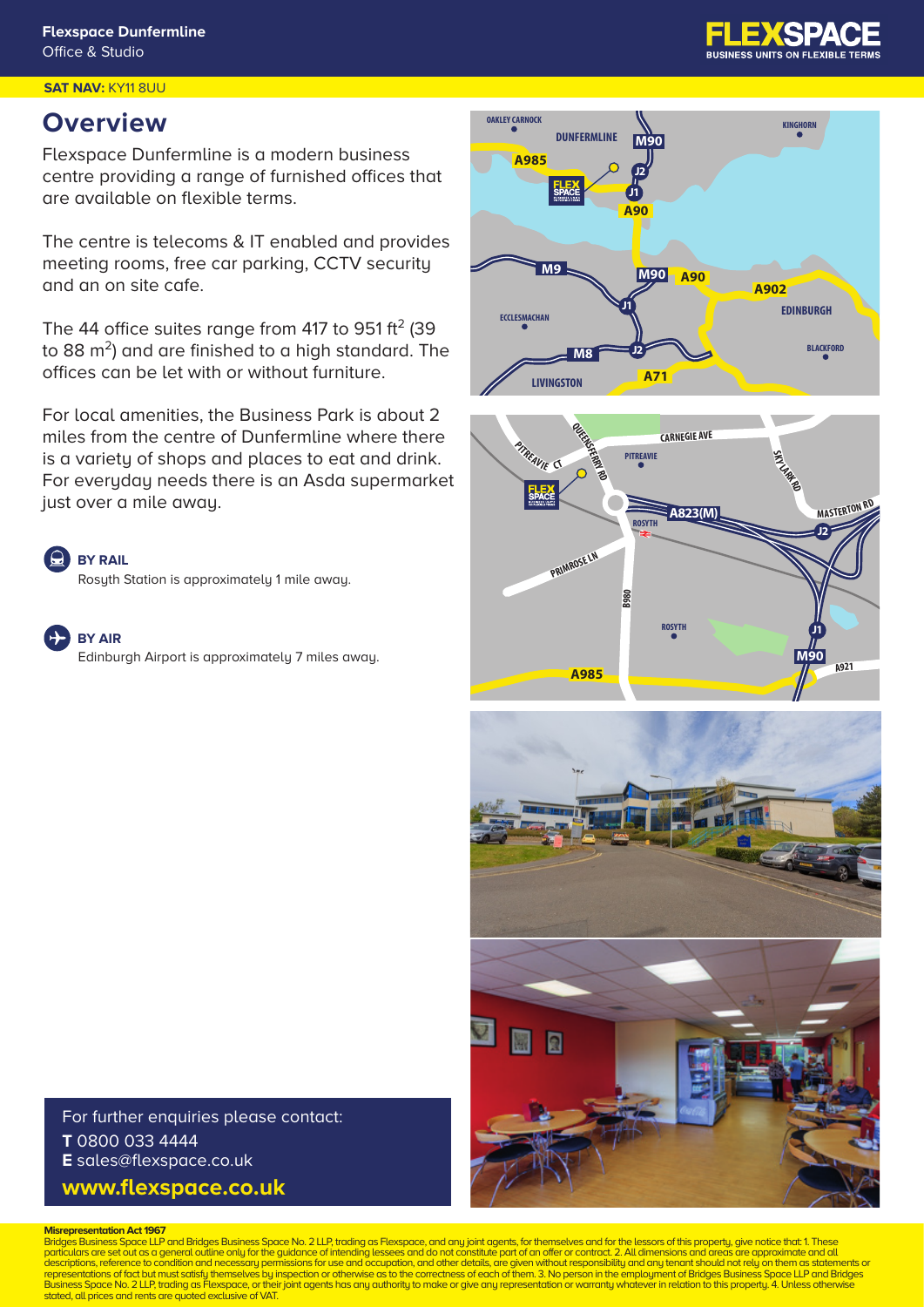**Flexspace Dunfermline**
Office & Studio

**SAT NAV:** KY11 8UU

## Overview

Flexspace Dunfermline is a modern business centre providing a range of furnished offices that are available on flexible terms.

The centre is telecoms & IT enabled and provides meeting rooms, free car parking, CCTV security and an on site cafe.

The 44 office suites range from 417 to 951 ft$^2$ (39 to 88 m$^2$) and are finished to a high standard. The offices can be let with or without furniture.

For local amenities, the Business Park is about 2 miles from the centre of Dunfermline where there is a variety of shops and places to eat and drink. For everyday needs there is an Asda supermarket just over a mile away.

**BY RAIL**
Rosyth Station is approximately 1 mile away.

**BY AIR**
Edinburgh Airport is approximately 7 miles away.

For further enquiries please contact:
**T** 0800 033 4444
**E** sales@flexspace.co.uk
**www.flexspace.co.uk**

**Misrepresentation Act 1967**
Bridges Business Space LLP and Bridges Business Space No. 2 LLP, trading as Flexspace, and any joint agents, for themselves and for the lessors of this property, give notice that: 1. These particulars are set out as a general outline only for the guidance of intending lessees and do not constitute part of an offer or contract. 2. All dimensions and areas are approximate and all descriptions, reference to condition and necessary permissions for use and occupation, and other details, are given without responsibility and any tenant should not rely on them as statements or representations of fact but must satisfy themselves by inspection or otherwise as to the correctness of each of them. 3. No person in the employment of Bridges Business Space LLP and Bridges Business Space No. 2 LLP, trading as Flexspace, or their joint agents has any authority to make or give any representation or warranty whatever in relation to this property. 4. Unless otherwise stated, all prices and rents are quoted exclusive of VAT.